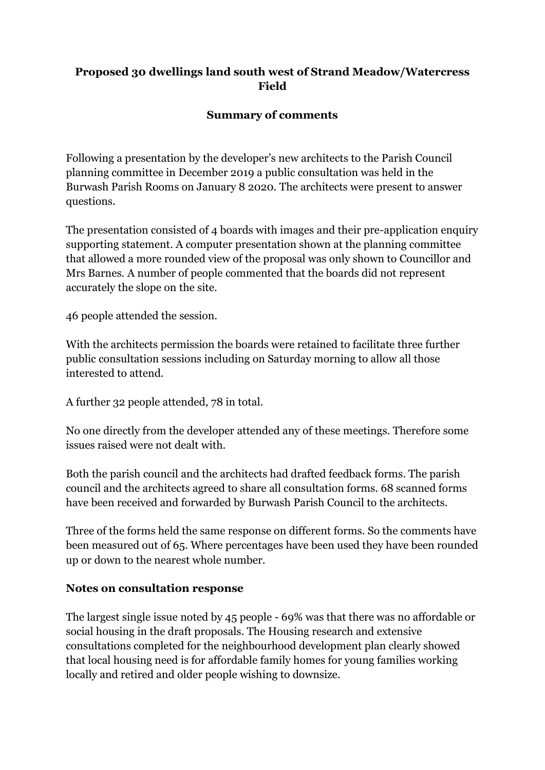## Proposed 30 dwellings land south west of Strand Meadow/Watercress Field

### Summary of comments

Following a presentation by the developer's new architects to the Parish Council planning committee in December 2019 a public consultation was held in the Burwash Parish Rooms on January 8 2020. The architects were present to answer questions.

The presentation consisted of 4 boards with images and their pre-application enquiry supporting statement. A computer presentation shown at the planning committee that allowed a more rounded view of the proposal was only shown to Councillor and Mrs Barnes. A number of people commented that the boards did not represent accurately the slope on the site.

46 people attended the session.

With the architects permission the boards were retained to facilitate three further public consultation sessions including on Saturday morning to allow all those interested to attend.

A further 32 people attended, 78 in total.

No one directly from the developer attended any of these meetings. Therefore some issues raised were not dealt with.

Both the parish council and the architects had drafted feedback forms. The parish council and the architects agreed to share all consultation forms. 68 scanned forms have been received and forwarded by Burwash Parish Council to the architects.

Three of the forms held the same response on different forms. So the comments have been measured out of 65. Where percentages have been used they have been rounded up or down to the nearest whole number.

### Notes on consultation response

The largest single issue noted by 45 people - 69% was that there was no affordable or social housing in the draft proposals. The Housing research and extensive consultations completed for the neighbourhood development plan clearly showed that local housing need is for affordable family homes for young families working locally and retired and older people wishing to downsize.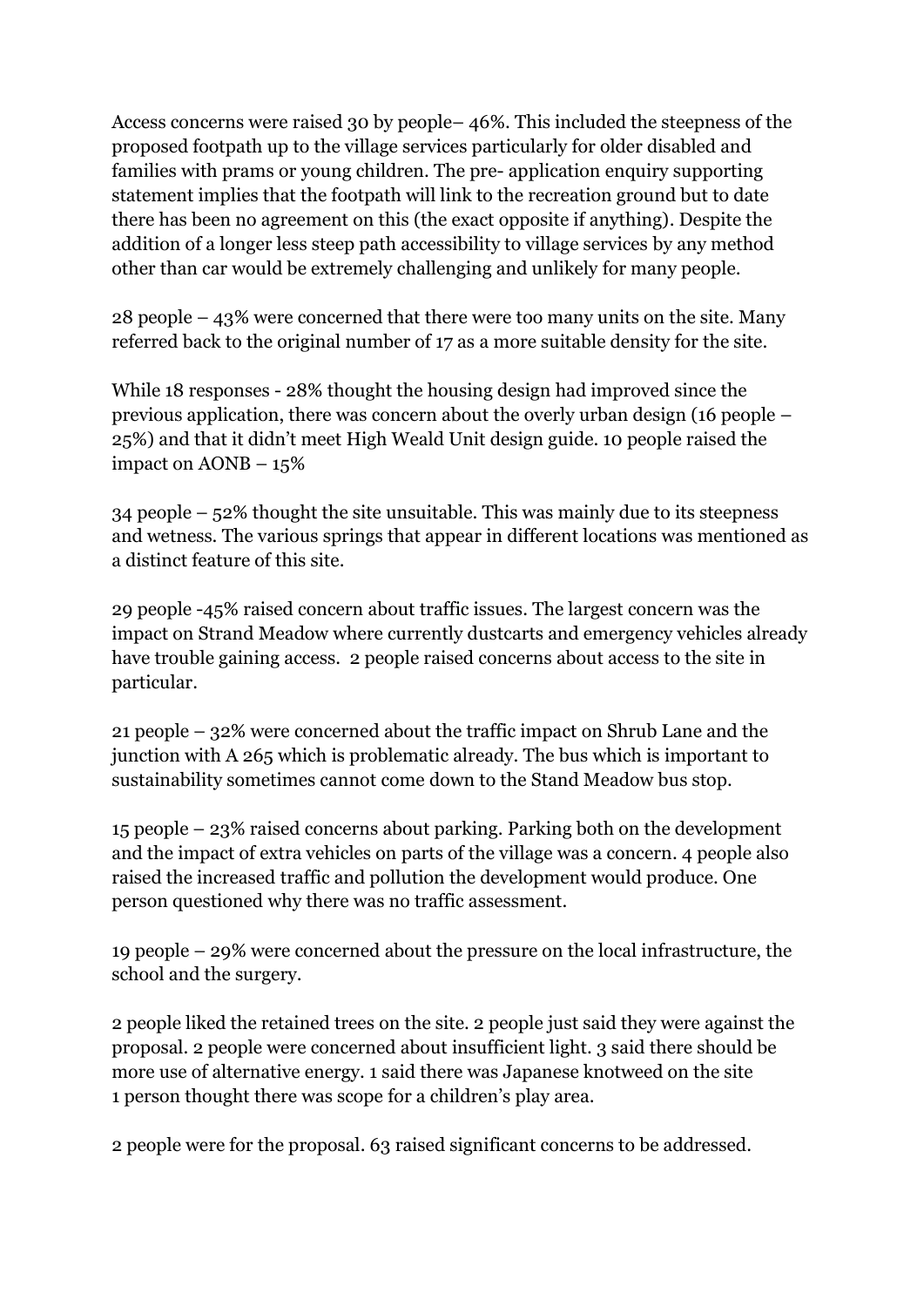Access concerns were raised 30 by people– 46%. This included the steepness of the proposed footpath up to the village services particularly for older disabled and families with prams or young children. The pre- application enquiry supporting statement implies that the footpath will link to the recreation ground but to date there has been no agreement on this (the exact opposite if anything). Despite the addition of a longer less steep path accessibility to village services by any method other than car would be extremely challenging and unlikely for many people.

28 people – 43% were concerned that there were too many units on the site. Many referred back to the original number of 17 as a more suitable density for the site.

While 18 responses - 28% thought the housing design had improved since the previous application, there was concern about the overly urban design (16 people – 25%) and that it didn't meet High Weald Unit design guide. 10 people raised the impact on AONB – 15%

34 people – 52% thought the site unsuitable. This was mainly due to its steepness and wetness. The various springs that appear in different locations was mentioned as a distinct feature of this site.

29 people -45% raised concern about traffic issues. The largest concern was the impact on Strand Meadow where currently dustcarts and emergency vehicles already have trouble gaining access. 2 people raised concerns about access to the site in particular.

21 people – 32% were concerned about the traffic impact on Shrub Lane and the junction with A 265 which is problematic already. The bus which is important to sustainability sometimes cannot come down to the Stand Meadow bus stop.

15 people – 23% raised concerns about parking. Parking both on the development and the impact of extra vehicles on parts of the village was a concern. 4 people also raised the increased traffic and pollution the development would produce. One person questioned why there was no traffic assessment.

19 people – 29% were concerned about the pressure on the local infrastructure, the school and the surgery.

2 people liked the retained trees on the site. 2 people just said they were against the proposal. 2 people were concerned about insufficient light. 3 said there should be more use of alternative energy. 1 said there was Japanese knotweed on the site
1 person thought there was scope for a children's play area.

2 people were for the proposal. 63 raised significant concerns to be addressed.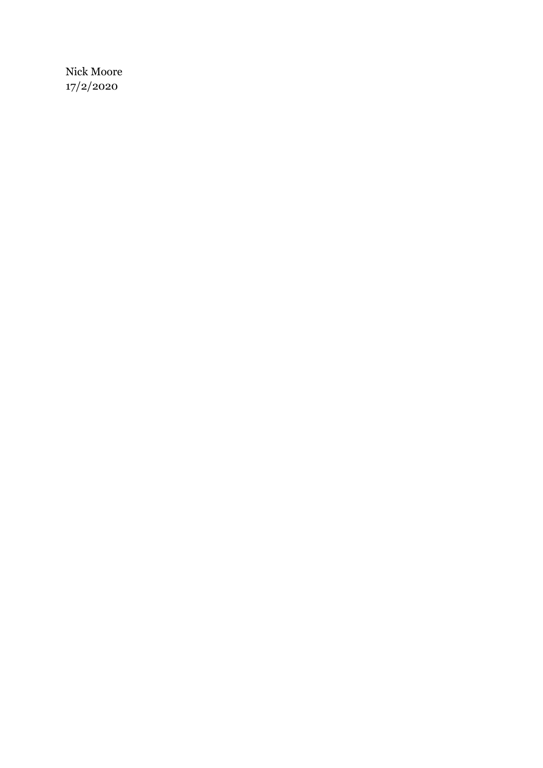Nick Moore
17/2/2020